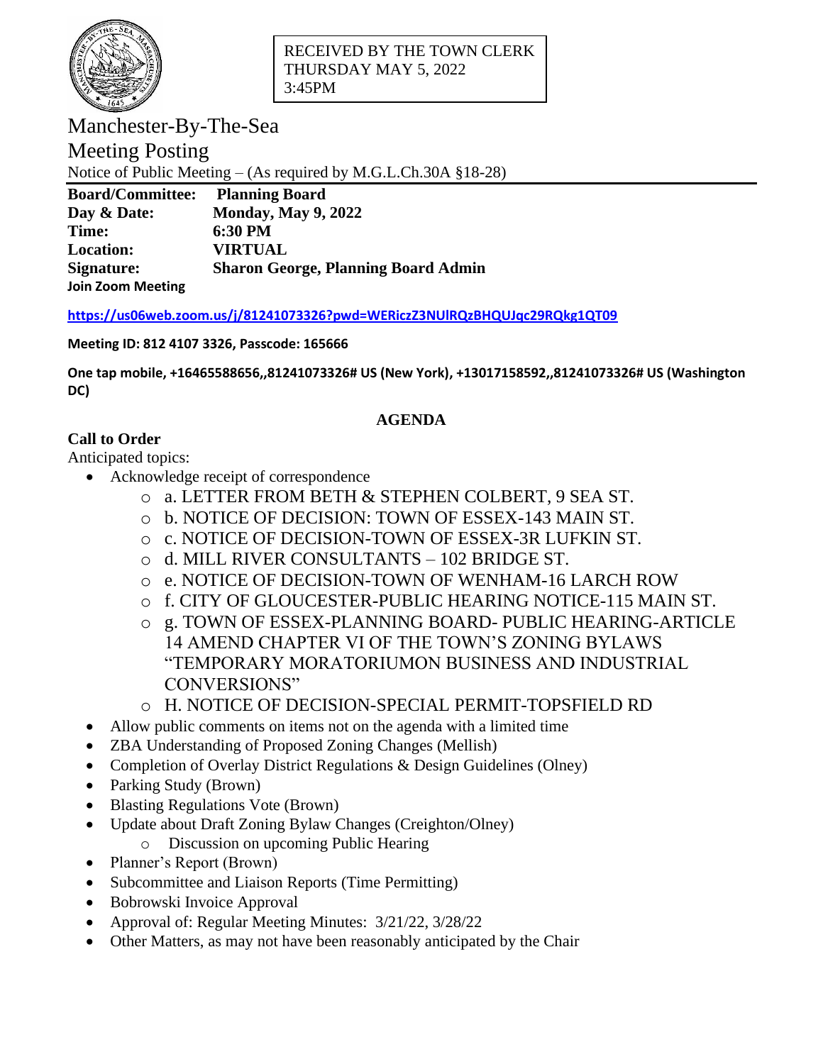RECEIVED BY THE TOWN CLERK
THURSDAY MAY 5, 2022
3:45PM

# Manchester-By-The-Sea

## Meeting Posting

Notice of Public Meeting – (As required by M.G.L.Ch.30A §18-28)

**Board/Committee:** **Planning Board**
**Day & Date:** **Monday, May 9, 2022**
**Time:** **6:30 PM**
**Location:** **VIRTUAL**
**Signature:** **Sharon George, Planning Board Admin**
**Join Zoom Meeting**

**https://us06web.zoom.us/j/81241073326?pwd=WERiczZ3NUlRQzBHQUJqc29RQkg1QT09**

**Meeting ID: 812 4107 3326, Passcode: 165666**

**One tap mobile, +16465588656,,81241073326# US (New York), +13017158592,,81241073326# US (Washington DC)**

## AGENDA

**Call to Order**

Anticipated topics:

- Acknowledge receipt of correspondence
  - a. LETTER FROM BETH & STEPHEN COLBERT, 9 SEA ST.
  - b. NOTICE OF DECISION: TOWN OF ESSEX-143 MAIN ST.
  - c. NOTICE OF DECISION-TOWN OF ESSEX-3R LUFKIN ST.
  - d. MILL RIVER CONSULTANTS – 102 BRIDGE ST.
  - e. NOTICE OF DECISION-TOWN OF WENHAM-16 LARCH ROW
  - f. CITY OF GLOUCESTER-PUBLIC HEARING NOTICE-115 MAIN ST.
  - g. TOWN OF ESSEX-PLANNING BOARD- PUBLIC HEARING-ARTICLE 14 AMEND CHAPTER VI OF THE TOWN'S ZONING BYLAWS "TEMPORARY MORATORIUMON BUSINESS AND INDUSTRIAL CONVERSIONS"
  - H. NOTICE OF DECISION-SPECIAL PERMIT-TOPSFIELD RD
- Allow public comments on items not on the agenda with a limited time
- ZBA Understanding of Proposed Zoning Changes (Mellish)
- Completion of Overlay District Regulations & Design Guidelines (Olney)
- Parking Study (Brown)
- Blasting Regulations Vote (Brown)
- Update about Draft Zoning Bylaw Changes (Creighton/Olney)
  - Discussion on upcoming Public Hearing
- Planner's Report (Brown)
- Subcommittee and Liaison Reports (Time Permitting)
- Bobrowski Invoice Approval
- Approval of: Regular Meeting Minutes: 3/21/22, 3/28/22
- Other Matters, as may not have been reasonably anticipated by the Chair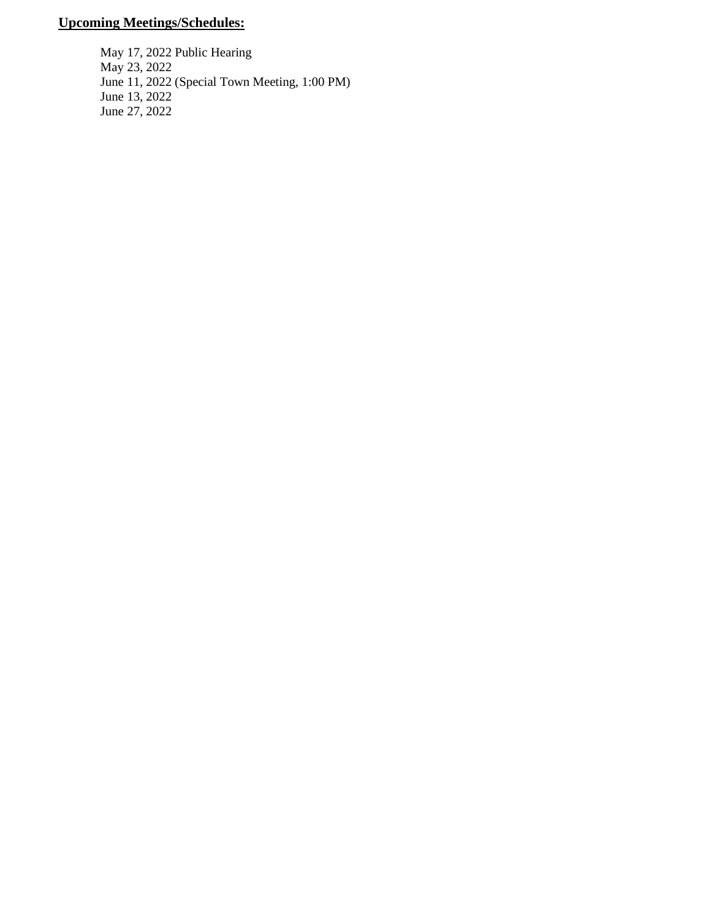**Upcoming Meetings/Schedules:**

May 17, 2022 Public Hearing
May 23, 2022
June 11, 2022 (Special Town Meeting, 1:00 PM)
June 13, 2022
June 27, 2022